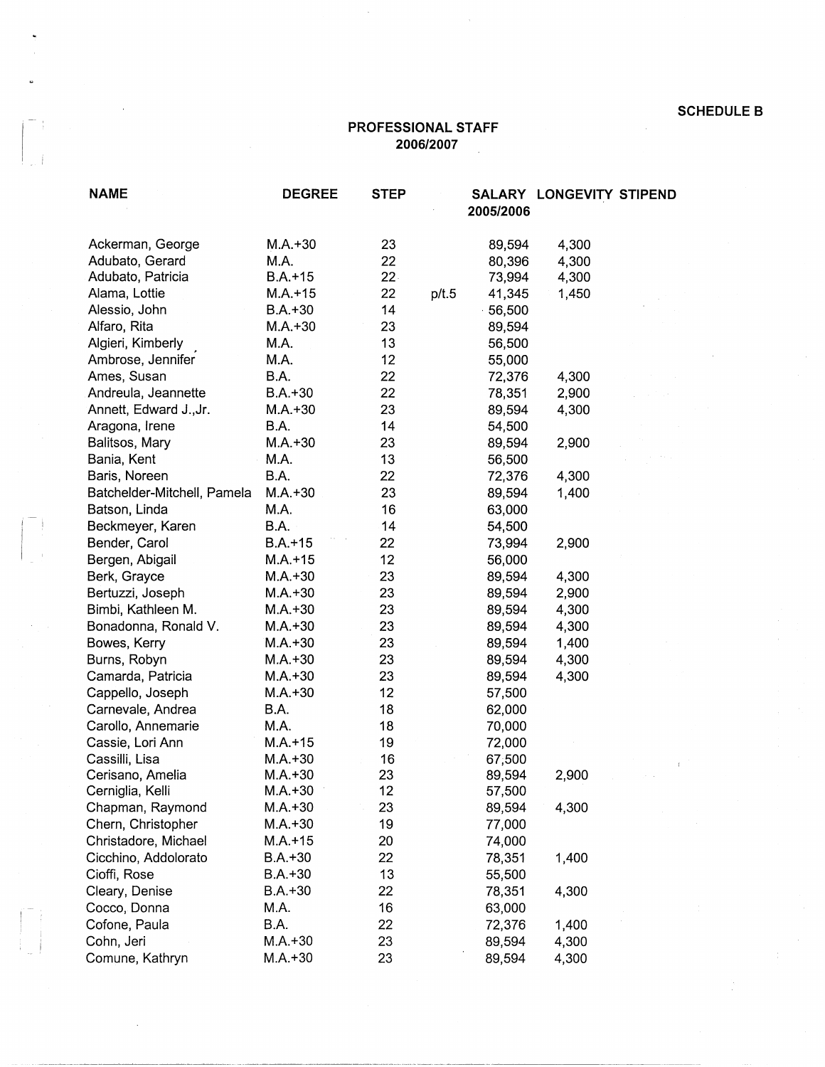SCHEDULE B

## PROFESSIONAL STAFF
## 2006/2007

| NAME | DEGREE | STEP | | SALARY 2005/2006 | LONGEVITY | STIPEND |
|---|---|---|---|---|---|---|
| Ackerman, George | M.A.+30 | 23 | | 89,594 | 4,300 | |
| Adubato, Gerard | M.A. | 22 | | 80,396 | 4,300 | |
| Adubato, Patricia | B.A.+15 | 22 | | 73,994 | 4,300 | |
| Alama, Lottie | M.A.+15 | 22 | p/t.5 | 41,345 | 1,450 | |
| Alessio, John | B.A.+30 | 14 | | 56,500 | | |
| Alfaro, Rita | M.A.+30 | 23 | | 89,594 | | |
| Algieri, Kimberly | M.A. | 13 | | 56,500 | | |
| Ambrose, Jennifer | M.A. | 12 | | 55,000 | | |
| Ames, Susan | B.A. | 22 | | 72,376 | 4,300 | |
| Andreula, Jeannette | B.A.+30 | 22 | | 78,351 | 2,900 | |
| Annett, Edward J.,Jr. | M.A.+30 | 23 | | 89,594 | 4,300 | |
| Aragona, Irene | B.A. | 14 | | 54,500 | | |
| Balitsos, Mary | M.A.+30 | 23 | | 89,594 | 2,900 | |
| Bania, Kent | M.A. | 13 | | 56,500 | | |
| Baris, Noreen | B.A. | 22 | | 72,376 | 4,300 | |
| Batchelder-Mitchell, Pamela | M.A.+30 | 23 | | 89,594 | 1,400 | |
| Batson, Linda | M.A. | 16 | | 63,000 | | |
| Beckmeyer, Karen | B.A. | 14 | | 54,500 | | |
| Bender, Carol | B.A.+15 | 22 | | 73,994 | 2,900 | |
| Bergen, Abigail | M.A.+15 | 12 | | 56,000 | | |
| Berk, Grayce | M.A.+30 | 23 | | 89,594 | 4,300 | |
| Bertuzzi, Joseph | M.A.+30 | 23 | | 89,594 | 2,900 | |
| Bimbi, Kathleen M. | M.A.+30 | 23 | | 89,594 | 4,300 | |
| Bonadonna, Ronald V. | M.A.+30 | 23 | | 89,594 | 4,300 | |
| Bowes, Kerry | M.A.+30 | 23 | | 89,594 | 1,400 | |
| Burns, Robyn | M.A.+30 | 23 | | 89,594 | 4,300 | |
| Camarda, Patricia | M.A.+30 | 23 | | 89,594 | 4,300 | |
| Cappello, Joseph | M.A.+30 | 12 | | 57,500 | | |
| Carnevale, Andrea | B.A. | 18 | | 62,000 | | |
| Carollo, Annemarie | M.A. | 18 | | 70,000 | | |
| Cassie, Lori Ann | M.A.+15 | 19 | | 72,000 | | |
| Cassilli, Lisa | M.A.+30 | 16 | | 67,500 | | |
| Cerisano, Amelia | M.A.+30 | 23 | | 89,594 | 2,900 | |
| Cerniglia, Kelli | M.A.+30 | 12 | | 57,500 | | |
| Chapman, Raymond | M.A.+30 | 23 | | 89,594 | 4,300 | |
| Chern, Christopher | M.A.+30 | 19 | | 77,000 | | |
| Christadore, Michael | M.A.+15 | 20 | | 74,000 | | |
| Cicchino, Addolorato | B.A.+30 | 22 | | 78,351 | 1,400 | |
| Cioffi, Rose | B.A.+30 | 13 | | 55,500 | | |
| Cleary, Denise | B.A.+30 | 22 | | 78,351 | 4,300 | |
| Cocco, Donna | M.A. | 16 | | 63,000 | | |
| Cofone, Paula | B.A. | 22 | | 72,376 | 1,400 | |
| Cohn, Jeri | M.A.+30 | 23 | | 89,594 | 4,300 | |
| Comune, Kathryn | M.A.+30 | 23 | | 89,594 | 4,300 | |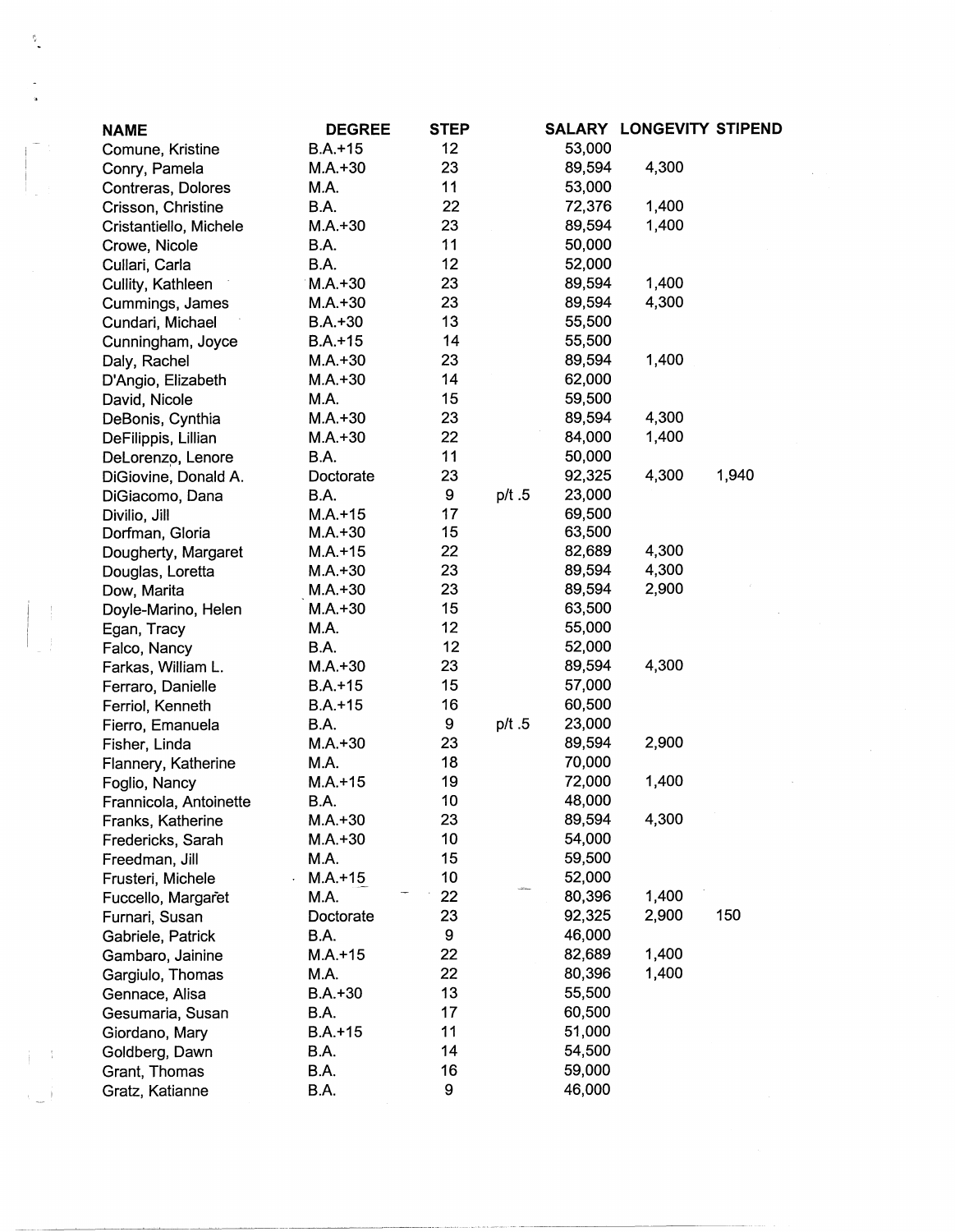| NAME | DEGREE | STEP | | SALARY | LONGEVITY | STIPEND |
|---|---|---|---|---|---|---|
| Comune, Kristine | B.A.+15 | 12 | | 53,000 | | |
| Conry, Pamela | M.A.+30 | 23 | | 89,594 | 4,300 | |
| Contreras, Dolores | M.A. | 11 | | 53,000 | | |
| Crisson, Christine | B.A. | 22 | | 72,376 | 1,400 | |
| Cristantiello, Michele | M.A.+30 | 23 | | 89,594 | 1,400 | |
| Crowe, Nicole | B.A. | 11 | | 50,000 | | |
| Cullari, Carla | B.A. | 12 | | 52,000 | | |
| Cullity, Kathleen | M.A.+30 | 23 | | 89,594 | 1,400 | |
| Cummings, James | M.A.+30 | 23 | | 89,594 | 4,300 | |
| Cundari, Michael | B.A.+30 | 13 | | 55,500 | | |
| Cunningham, Joyce | B.A.+15 | 14 | | 55,500 | | |
| Daly, Rachel | M.A.+30 | 23 | | 89,594 | 1,400 | |
| D'Angio, Elizabeth | M.A.+30 | 14 | | 62,000 | | |
| David, Nicole | M.A. | 15 | | 59,500 | | |
| DeBonis, Cynthia | M.A.+30 | 23 | | 89,594 | 4,300 | |
| DeFilippis, Lillian | M.A.+30 | 22 | | 84,000 | 1,400 | |
| DeLorenzo, Lenore | B.A. | 11 | | 50,000 | | |
| DiGiovine, Donald A. | Doctorate | 23 | | 92,325 | 4,300 | 1,940 |
| DiGiacomo, Dana | B.A. | 9 | p/t .5 | 23,000 | | |
| Divilio, Jill | M.A.+15 | 17 | | 69,500 | | |
| Dorfman, Gloria | M.A.+30 | 15 | | 63,500 | | |
| Dougherty, Margaret | M.A.+15 | 22 | | 82,689 | 4,300 | |
| Douglas, Loretta | M.A.+30 | 23 | | 89,594 | 4,300 | |
| Dow, Marita | M.A.+30 | 23 | | 89,594 | 2,900 | |
| Doyle-Marino, Helen | M.A.+30 | 15 | | 63,500 | | |
| Egan, Tracy | M.A. | 12 | | 55,000 | | |
| Falco, Nancy | B.A. | 12 | | 52,000 | | |
| Farkas, William L. | M.A.+30 | 23 | | 89,594 | 4,300 | |
| Ferraro, Danielle | B.A.+15 | 15 | | 57,000 | | |
| Ferriol, Kenneth | B.A.+15 | 16 | | 60,500 | | |
| Fierro, Emanuela | B.A. | 9 | p/t .5 | 23,000 | | |
| Fisher, Linda | M.A.+30 | 23 | | 89,594 | 2,900 | |
| Flannery, Katherine | M.A. | 18 | | 70,000 | | |
| Foglio, Nancy | M.A.+15 | 19 | | 72,000 | 1,400 | |
| Frannicola, Antoinette | B.A. | 10 | | 48,000 | | |
| Franks, Katherine | M.A.+30 | 23 | | 89,594 | 4,300 | |
| Fredericks, Sarah | M.A.+30 | 10 | | 54,000 | | |
| Freedman, Jill | M.A. | 15 | | 59,500 | | |
| Frusteri, Michele | M.A.+15 | 10 | | 52,000 | | |
| Fuccello, Margaret | M.A. | 22 | | 80,396 | 1,400 | |
| Furnari, Susan | Doctorate | 23 | | 92,325 | 2,900 | 150 |
| Gabriele, Patrick | B.A. | 9 | | 46,000 | | |
| Gambaro, Jainine | M.A.+15 | 22 | | 82,689 | 1,400 | |
| Gargiulo, Thomas | M.A. | 22 | | 80,396 | 1,400 | |
| Gennace, Alisa | B.A.+30 | 13 | | 55,500 | | |
| Gesumaria, Susan | B.A. | 17 | | 60,500 | | |
| Giordano, Mary | B.A.+15 | 11 | | 51,000 | | |
| Goldberg, Dawn | B.A. | 14 | | 54,500 | | |
| Grant, Thomas | B.A. | 16 | | 59,000 | | |
| Gratz, Katianne | B.A. | 9 | | 46,000 | | |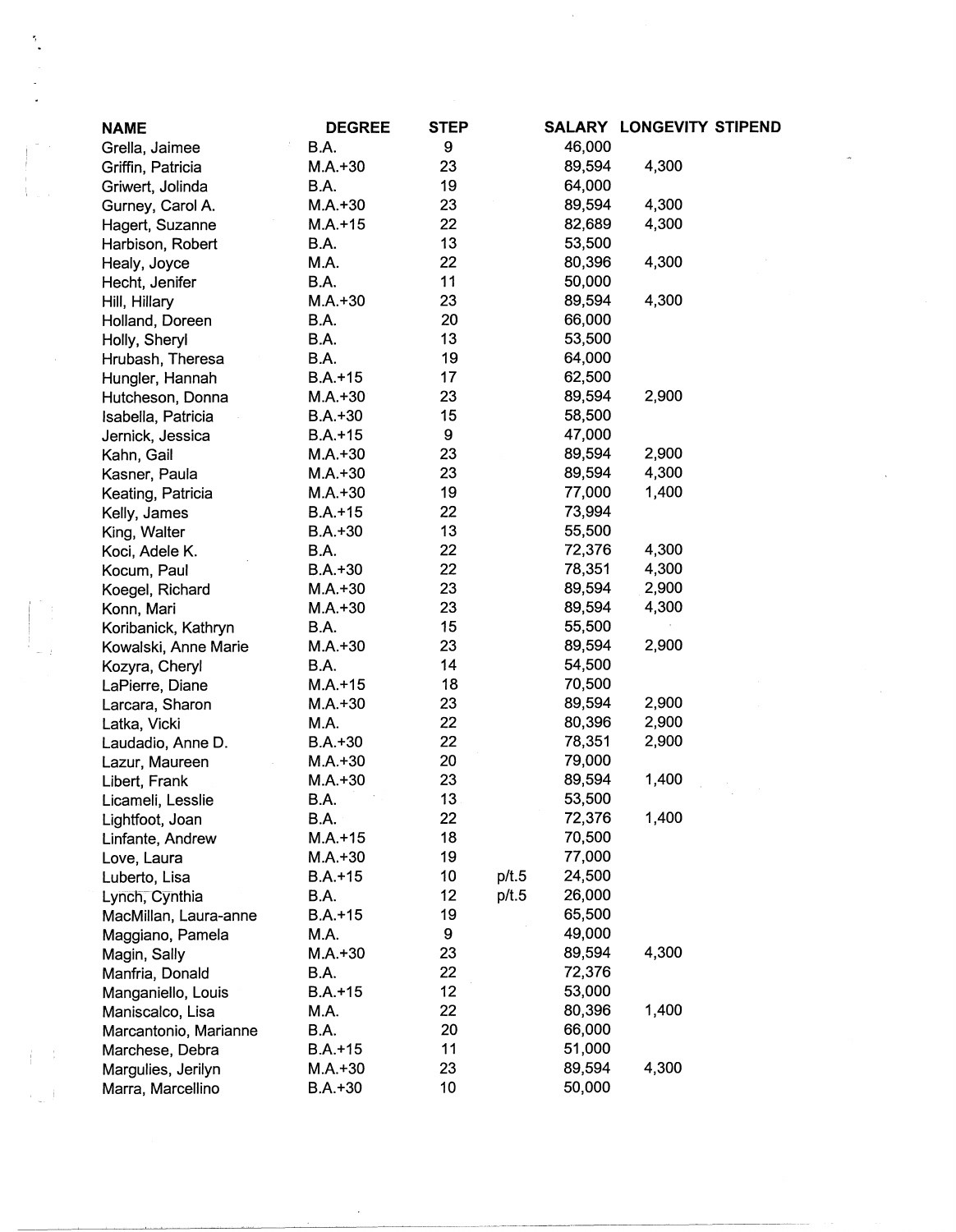| NAME | DEGREE | STEP | | SALARY | LONGEVITY | STIPEND |
|---|---|---|---|---|---|---|
| Grella, Jaimee | B.A. | 9 | | 46,000 | | |
| Griffin, Patricia | M.A.+30 | 23 | | 89,594 | 4,300 | |
| Griwert, Jolinda | B.A. | 19 | | 64,000 | | |
| Gurney, Carol A. | M.A.+30 | 23 | | 89,594 | 4,300 | |
| Hagert, Suzanne | M.A.+15 | 22 | | 82,689 | 4,300 | |
| Harbison, Robert | B.A. | 13 | | 53,500 | | |
| Healy, Joyce | M.A. | 22 | | 80,396 | 4,300 | |
| Hecht, Jenifer | B.A. | 11 | | 50,000 | | |
| Hill, Hillary | M.A.+30 | 23 | | 89,594 | 4,300 | |
| Holland, Doreen | B.A. | 20 | | 66,000 | | |
| Holly, Sheryl | B.A. | 13 | | 53,500 | | |
| Hrubash, Theresa | B.A. | 19 | | 64,000 | | |
| Hungler, Hannah | B.A.+15 | 17 | | 62,500 | | |
| Hutcheson, Donna | M.A.+30 | 23 | | 89,594 | 2,900 | |
| Isabella, Patricia | B.A.+30 | 15 | | 58,500 | | |
| Jernick, Jessica | B.A.+15 | 9 | | 47,000 | | |
| Kahn, Gail | M.A.+30 | 23 | | 89,594 | 2,900 | |
| Kasner, Paula | M.A.+30 | 23 | | 89,594 | 4,300 | |
| Keating, Patricia | M.A.+30 | 19 | | 77,000 | 1,400 | |
| Kelly, James | B.A.+15 | 22 | | 73,994 | | |
| King, Walter | B.A.+30 | 13 | | 55,500 | | |
| Koci, Adele K. | B.A. | 22 | | 72,376 | 4,300 | |
| Kocum, Paul | B.A.+30 | 22 | | 78,351 | 4,300 | |
| Koegel, Richard | M.A.+30 | 23 | | 89,594 | 2,900 | |
| Konn, Mari | M.A.+30 | 23 | | 89,594 | 4,300 | |
| Koribanick, Kathryn | B.A. | 15 | | 55,500 | | |
| Kowalski, Anne Marie | M.A.+30 | 23 | | 89,594 | 2,900 | |
| Kozyra, Cheryl | B.A. | 14 | | 54,500 | | |
| LaPierre, Diane | M.A.+15 | 18 | | 70,500 | | |
| Larcara, Sharon | M.A.+30 | 23 | | 89,594 | 2,900 | |
| Latka, Vicki | M.A. | 22 | | 80,396 | 2,900 | |
| Laudadio, Anne D. | B.A.+30 | 22 | | 78,351 | 2,900 | |
| Lazur, Maureen | M.A.+30 | 20 | | 79,000 | | |
| Libert, Frank | M.A.+30 | 23 | | 89,594 | 1,400 | |
| Licameli, Lesslie | B.A. | 13 | | 53,500 | | |
| Lightfoot, Joan | B.A. | 22 | | 72,376 | 1,400 | |
| Linfante, Andrew | M.A.+15 | 18 | | 70,500 | | |
| Love, Laura | M.A.+30 | 19 | | 77,000 | | |
| Luberto, Lisa | B.A.+15 | 10 | p/t.5 | 24,500 | | |
| Lynch, Cynthia | B.A. | 12 | p/t.5 | 26,000 | | |
| MacMillan, Laura-anne | B.A.+15 | 19 | | 65,500 | | |
| Maggiano, Pamela | M.A. | 9 | | 49,000 | | |
| Magin, Sally | M.A.+30 | 23 | | 89,594 | 4,300 | |
| Manfria, Donald | B.A. | 22 | | 72,376 | | |
| Manganiello, Louis | B.A.+15 | 12 | | 53,000 | | |
| Maniscalco, Lisa | M.A. | 22 | | 80,396 | 1,400 | |
| Marcantonio, Marianne | B.A. | 20 | | 66,000 | | |
| Marchese, Debra | B.A.+15 | 11 | | 51,000 | | |
| Margulies, Jerilyn | M.A.+30 | 23 | | 89,594 | 4,300 | |
| Marra, Marcellino | B.A.+30 | 10 | | 50,000 | | |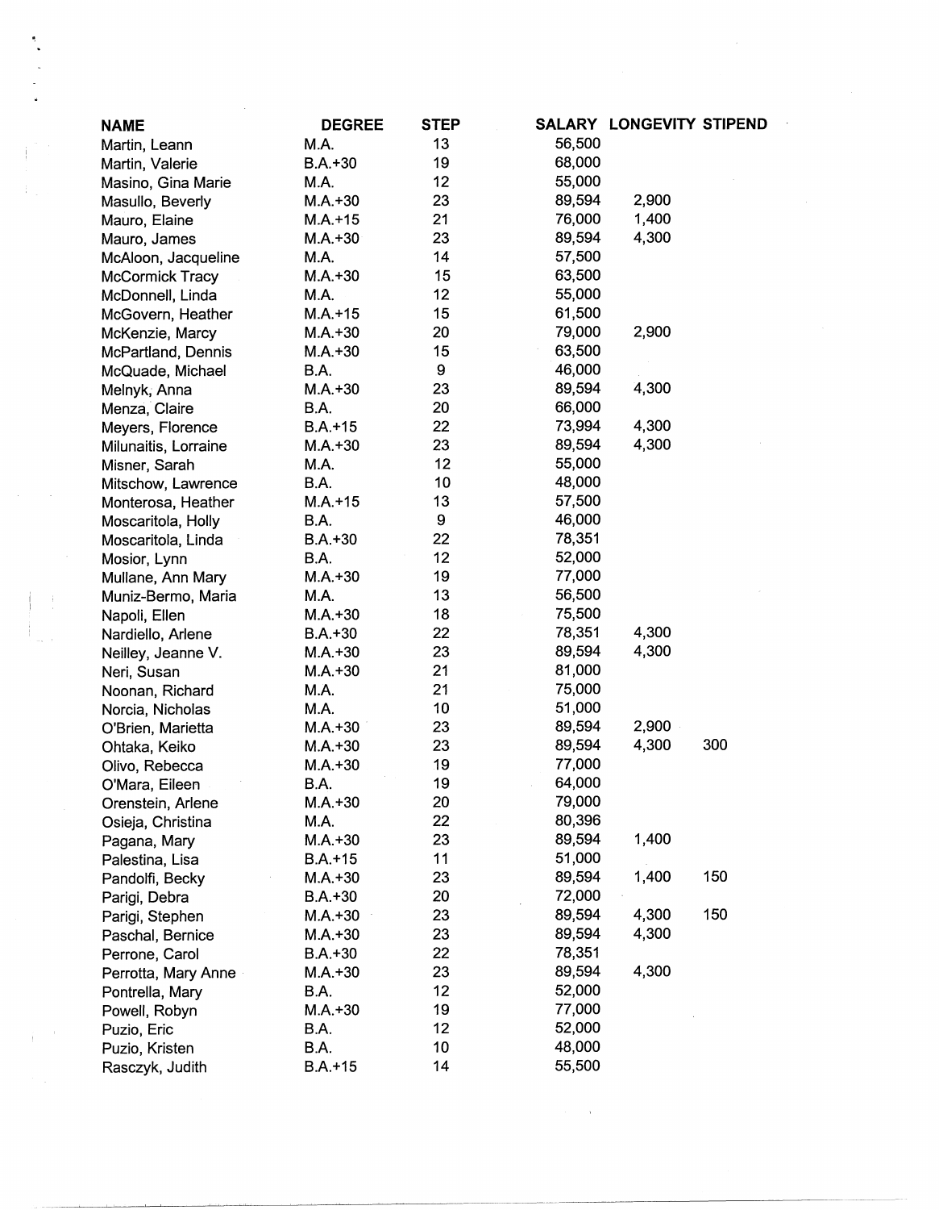| NAME | DEGREE | STEP | SALARY | LONGEVITY | STIPEND |
|---|---|---|---|---|---|
| Martin, Leann | M.A. | 13 | 56,500 | | |
| Martin, Valerie | B.A.+30 | 19 | 68,000 | | |
| Masino, Gina Marie | M.A. | 12 | 55,000 | | |
| Masullo, Beverly | M.A.+30 | 23 | 89,594 | 2,900 | |
| Mauro, Elaine | M.A.+15 | 21 | 76,000 | 1,400 | |
| Mauro, James | M.A.+30 | 23 | 89,594 | 4,300 | |
| McAloon, Jacqueline | M.A. | 14 | 57,500 | | |
| McCormick Tracy | M.A.+30 | 15 | 63,500 | | |
| McDonnell, Linda | M.A. | 12 | 55,000 | | |
| McGovern, Heather | M.A.+15 | 15 | 61,500 | | |
| McKenzie, Marcy | M.A.+30 | 20 | 79,000 | 2,900 | |
| McPartland, Dennis | M.A.+30 | 15 | 63,500 | | |
| McQuade, Michael | B.A. | 9 | 46,000 | | |
| Melnyk, Anna | M.A.+30 | 23 | 89,594 | 4,300 | |
| Menza, Claire | B.A. | 20 | 66,000 | | |
| Meyers, Florence | B.A.+15 | 22 | 73,994 | 4,300 | |
| Milunaitis, Lorraine | M.A.+30 | 23 | 89,594 | 4,300 | |
| Misner, Sarah | M.A. | 12 | 55,000 | | |
| Mitschow, Lawrence | B.A. | 10 | 48,000 | | |
| Monterosa, Heather | M.A.+15 | 13 | 57,500 | | |
| Moscaritola, Holly | B.A. | 9 | 46,000 | | |
| Moscaritola, Linda | B.A.+30 | 22 | 78,351 | | |
| Mosior, Lynn | B.A. | 12 | 52,000 | | |
| Mullane, Ann Mary | M.A.+30 | 19 | 77,000 | | |
| Muniz-Bermo, Maria | M.A. | 13 | 56,500 | | |
| Napoli, Ellen | M.A.+30 | 18 | 75,500 | | |
| Nardiello, Arlene | B.A.+30 | 22 | 78,351 | 4,300 | |
| Neilley, Jeanne V. | M.A.+30 | 23 | 89,594 | 4,300 | |
| Neri, Susan | M.A.+30 | 21 | 81,000 | | |
| Noonan, Richard | M.A. | 21 | 75,000 | | |
| Norcia, Nicholas | M.A. | 10 | 51,000 | | |
| O'Brien, Marietta | M.A.+30 | 23 | 89,594 | 2,900 | |
| Ohtaka, Keiko | M.A.+30 | 23 | 89,594 | 4,300 | 300 |
| Olivo, Rebecca | M.A.+30 | 19 | 77,000 | | |
| O'Mara, Eileen | B.A. | 19 | 64,000 | | |
| Orenstein, Arlene | M.A.+30 | 20 | 79,000 | | |
| Osieja, Christina | M.A. | 22 | 80,396 | | |
| Pagana, Mary | M.A.+30 | 23 | 89,594 | 1,400 | |
| Palestina, Lisa | B.A.+15 | 11 | 51,000 | | |
| Pandolfi, Becky | M.A.+30 | 23 | 89,594 | 1,400 | 150 |
| Parigi, Debra | B.A.+30 | 20 | 72,000 | | |
| Parigi, Stephen | M.A.+30 | 23 | 89,594 | 4,300 | 150 |
| Paschal, Bernice | M.A.+30 | 23 | 89,594 | 4,300 | |
| Perrone, Carol | B.A.+30 | 22 | 78,351 | | |
| Perrotta, Mary Anne | M.A.+30 | 23 | 89,594 | 4,300 | |
| Pontrella, Mary | B.A. | 12 | 52,000 | | |
| Powell, Robyn | M.A.+30 | 19 | 77,000 | | |
| Puzio, Eric | B.A. | 12 | 52,000 | | |
| Puzio, Kristen | B.A. | 10 | 48,000 | | |
| Rasczyk, Judith | B.A.+15 | 14 | 55,500 | | |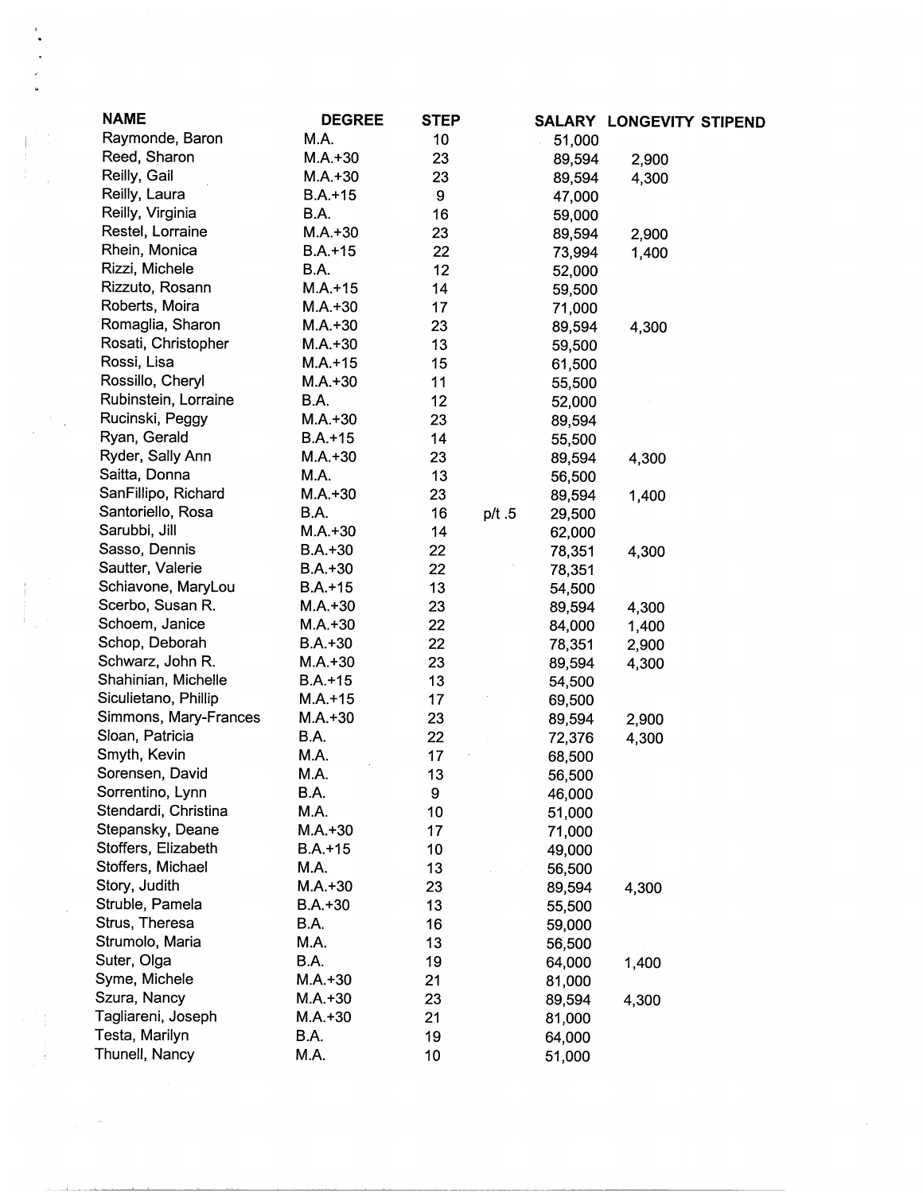| NAME | DEGREE | STEP | | SALARY | LONGEVITY | STIPEND |
|---|---|---|---|---|---|---|
| Raymonde, Baron | M.A. | 10 | | 51,000 | | |
| Reed, Sharon | M.A.+30 | 23 | | 89,594 | 2,900 | |
| Reilly, Gail | M.A.+30 | 23 | | 89,594 | 4,300 | |
| Reilly, Laura | B.A.+15 | 9 | | 47,000 | | |
| Reilly, Virginia | B.A. | 16 | | 59,000 | | |
| Restel, Lorraine | M.A.+30 | 23 | | 89,594 | 2,900 | |
| Rhein, Monica | B.A.+15 | 22 | | 73,994 | 1,400 | |
| Rizzi, Michele | B.A. | 12 | | 52,000 | | |
| Rizzuto, Rosann | M.A.+15 | 14 | | 59,500 | | |
| Roberts, Moira | M.A.+30 | 17 | | 71,000 | | |
| Romaglia, Sharon | M.A.+30 | 23 | | 89,594 | 4,300 | |
| Rosati, Christopher | M.A.+30 | 13 | | 59,500 | | |
| Rossi, Lisa | M.A.+15 | 15 | | 61,500 | | |
| Rossillo, Cheryl | M.A.+30 | 11 | | 55,500 | | |
| Rubinstein, Lorraine | B.A. | 12 | | 52,000 | | |
| Rucinski, Peggy | M.A.+30 | 23 | | 89,594 | | |
| Ryan, Gerald | B.A.+15 | 14 | | 55,500 | | |
| Ryder, Sally Ann | M.A.+30 | 23 | | 89,594 | 4,300 | |
| Saitta, Donna | M.A. | 13 | | 56,500 | | |
| SanFillipo, Richard | M.A.+30 | 23 | | 89,594 | 1,400 | |
| Santoriello, Rosa | B.A. | 16 | p/t .5 | 29,500 | | |
| Sarubbi, Jill | M.A.+30 | 14 | | 62,000 | | |
| Sasso, Dennis | B.A.+30 | 22 | | 78,351 | 4,300 | |
| Sautter, Valerie | B.A.+30 | 22 | | 78,351 | | |
| Schiavone, MaryLou | B.A.+15 | 13 | | 54,500 | | |
| Scerbo, Susan R. | M.A.+30 | 23 | | 89,594 | 4,300 | |
| Schoem, Janice | M.A.+30 | 22 | | 84,000 | 1,400 | |
| Schop, Deborah | B.A.+30 | 22 | | 78,351 | 2,900 | |
| Schwarz, John R. | M.A.+30 | 23 | | 89,594 | 4,300 | |
| Shahinian, Michelle | B.A.+15 | 13 | | 54,500 | | |
| Siculietano, Phillip | M.A.+15 | 17 | | 69,500 | | |
| Simmons, Mary-Frances | M.A.+30 | 23 | | 89,594 | 2,900 | |
| Sloan, Patricia | B.A. | 22 | | 72,376 | 4,300 | |
| Smyth, Kevin | M.A. | 17 | | 68,500 | | |
| Sorensen, David | M.A. | 13 | | 56,500 | | |
| Sorrentino, Lynn | B.A. | 9 | | 46,000 | | |
| Stendardi, Christina | M.A. | 10 | | 51,000 | | |
| Stepansky, Deane | M.A.+30 | 17 | | 71,000 | | |
| Stoffers, Elizabeth | B.A.+15 | 10 | | 49,000 | | |
| Stoffers, Michael | M.A. | 13 | | 56,500 | | |
| Story, Judith | M.A.+30 | 23 | | 89,594 | 4,300 | |
| Struble, Pamela | B.A.+30 | 13 | | 55,500 | | |
| Strus, Theresa | B.A. | 16 | | 59,000 | | |
| Strumolo, Maria | M.A. | 13 | | 56,500 | | |
| Suter, Olga | B.A. | 19 | | 64,000 | 1,400 | |
| Syme, Michele | M.A.+30 | 21 | | 81,000 | | |
| Szura, Nancy | M.A.+30 | 23 | | 89,594 | 4,300 | |
| Tagliareni, Joseph | M.A.+30 | 21 | | 81,000 | | |
| Testa, Marilyn | B.A. | 19 | | 64,000 | | |
| Thunell, Nancy | M.A. | 10 | | 51,000 | | |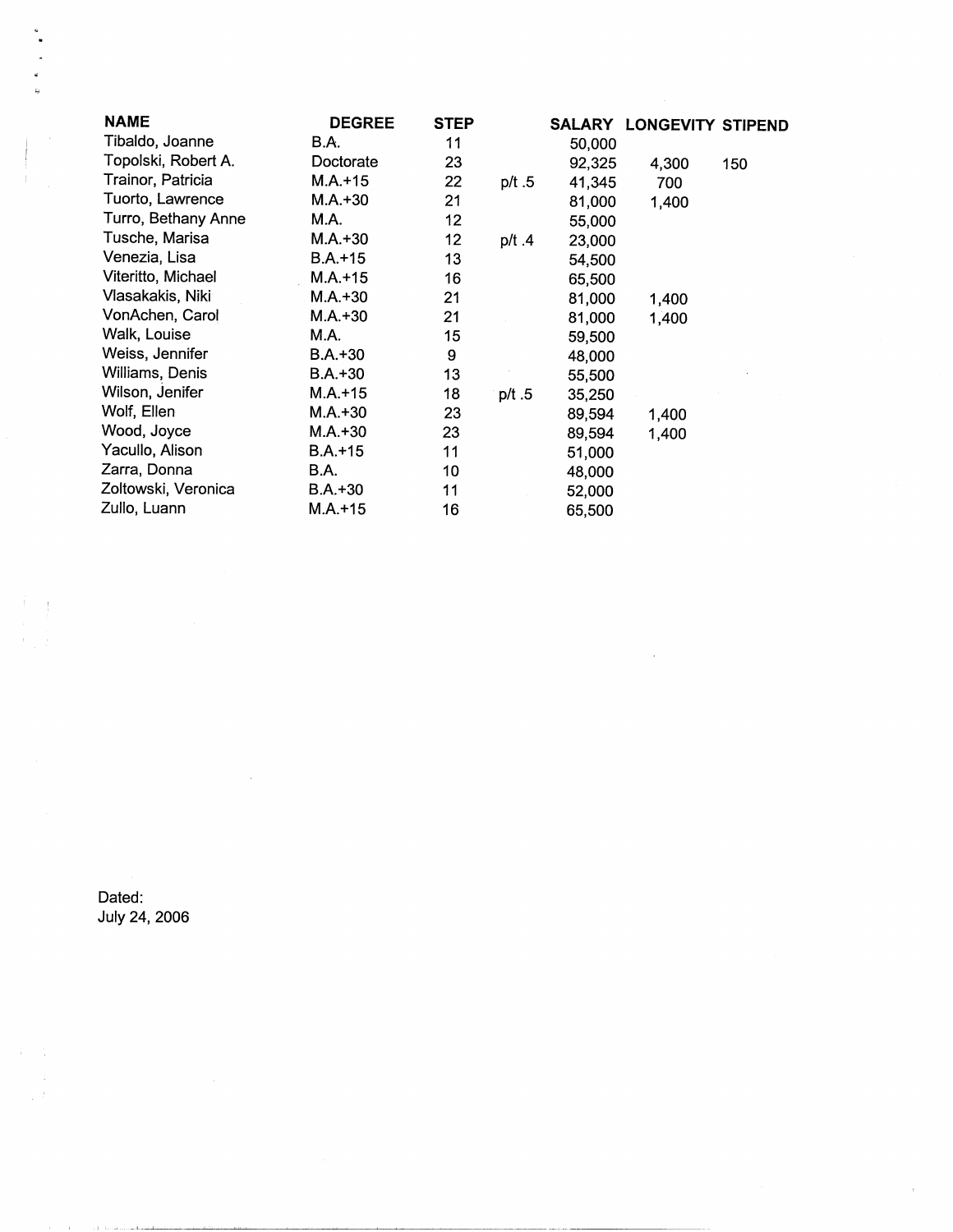| NAME | DEGREE | STEP | | SALARY | LONGEVITY | STIPEND |
|---|---|---|---|---|---|---|
| Tibaldo, Joanne | B.A. | 11 | | 50,000 | | |
| Topolski, Robert A. | Doctorate | 23 | | 92,325 | 4,300 | 150 |
| Trainor, Patricia | M.A.+15 | 22 | p/t .5 | 41,345 | 700 | |
| Tuorto, Lawrence | M.A.+30 | 21 | | 81,000 | 1,400 | |
| Turro, Bethany Anne | M.A. | 12 | | 55,000 | | |
| Tusche, Marisa | M.A.+30 | 12 | p/t .4 | 23,000 | | |
| Venezia, Lisa | B.A.+15 | 13 | | 54,500 | | |
| Viteritto, Michael | M.A.+15 | 16 | | 65,500 | | |
| Vlasakakis, Niki | M.A.+30 | 21 | | 81,000 | 1,400 | |
| VonAchen, Carol | M.A.+30 | 21 | | 81,000 | 1,400 | |
| Walk, Louise | M.A. | 15 | | 59,500 | | |
| Weiss, Jennifer | B.A.+30 | 9 | | 48,000 | | |
| Williams, Denis | B.A.+30 | 13 | | 55,500 | | |
| Wilson, Jenifer | M.A.+15 | 18 | p/t .5 | 35,250 | | |
| Wolf, Ellen | M.A.+30 | 23 | | 89,594 | 1,400 | |
| Wood, Joyce | M.A.+30 | 23 | | 89,594 | 1,400 | |
| Yacullo, Alison | B.A.+15 | 11 | | 51,000 | | |
| Zarra, Donna | B.A. | 10 | | 48,000 | | |
| Zoltowski, Veronica | B.A.+30 | 11 | | 52,000 | | |
| Zullo, Luann | M.A.+15 | 16 | | 65,500 | | |

Dated:
July 24, 2006